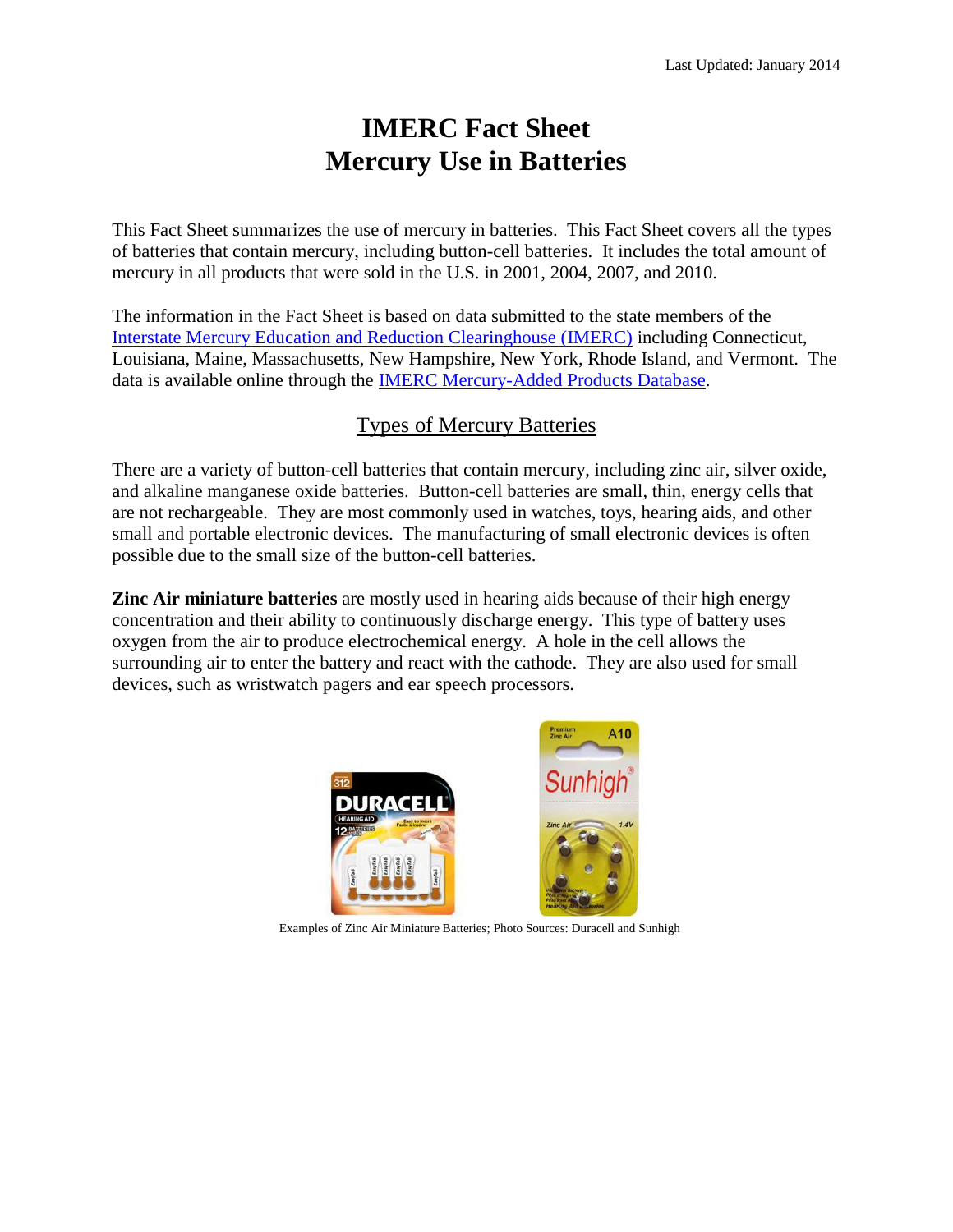Last Updated: January 2014

# IMERC Fact Sheet
# Mercury Use in Batteries

This Fact Sheet summarizes the use of mercury in batteries. This Fact Sheet covers all the types of batteries that contain mercury, including button-cell batteries. It includes the total amount of mercury in all products that were sold in the U.S. in 2001, 2004, 2007, and 2010.

The information in the Fact Sheet is based on data submitted to the state members of the Interstate Mercury Education and Reduction Clearinghouse (IMERC) including Connecticut, Louisiana, Maine, Massachusetts, New Hampshire, New York, Rhode Island, and Vermont. The data is available online through the IMERC Mercury-Added Products Database.

## Types of Mercury Batteries

There are a variety of button-cell batteries that contain mercury, including zinc air, silver oxide, and alkaline manganese oxide batteries. Button-cell batteries are small, thin, energy cells that are not rechargeable. They are most commonly used in watches, toys, hearing aids, and other small and portable electronic devices. The manufacturing of small electronic devices is often possible due to the small size of the button-cell batteries.

**Zinc Air miniature batteries** are mostly used in hearing aids because of their high energy concentration and their ability to continuously discharge energy. This type of battery uses oxygen from the air to produce electrochemical energy. A hole in the cell allows the surrounding air to enter the battery and react with the cathode. They are also used for small devices, such as wristwatch pagers and ear speech processors.

Examples of Zinc Air Miniature Batteries; Photo Sources: Duracell and Sunhigh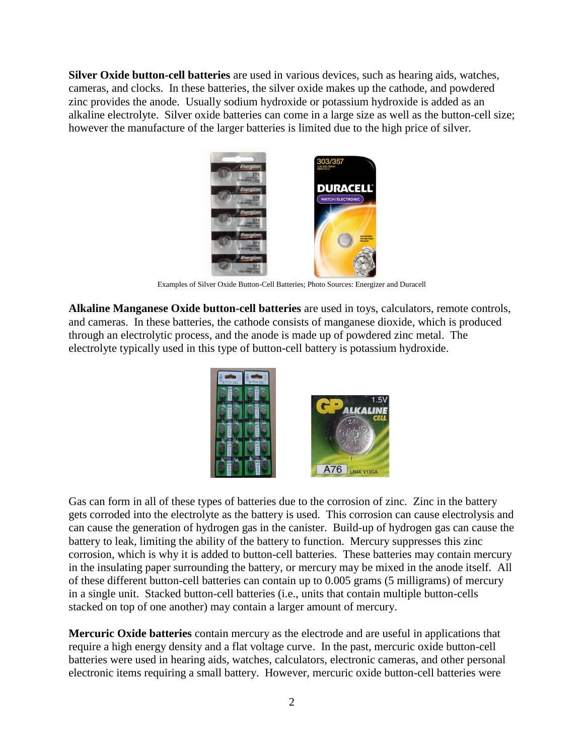**Silver Oxide button-cell batteries** are used in various devices, such as hearing aids, watches, cameras, and clocks. In these batteries, the silver oxide makes up the cathode, and powdered zinc provides the anode. Usually sodium hydroxide or potassium hydroxide is added as an alkaline electrolyte. Silver oxide batteries can come in a large size as well as the button-cell size; however the manufacture of the larger batteries is limited due to the high price of silver.

Examples of Silver Oxide Button-Cell Batteries; Photo Sources: Energizer and Duracell

**Alkaline Manganese Oxide button-cell batteries** are used in toys, calculators, remote controls, and cameras. In these batteries, the cathode consists of manganese dioxide, which is produced through an electrolytic process, and the anode is made up of powdered zinc metal. The electrolyte typically used in this type of button-cell battery is potassium hydroxide.

Gas can form in all of these types of batteries due to the corrosion of zinc. Zinc in the battery gets corroded into the electrolyte as the battery is used. This corrosion can cause electrolysis and can cause the generation of hydrogen gas in the canister. Build-up of hydrogen gas can cause the battery to leak, limiting the ability of the battery to function. Mercury suppresses this zinc corrosion, which is why it is added to button-cell batteries. These batteries may contain mercury in the insulating paper surrounding the battery, or mercury may be mixed in the anode itself. All of these different button-cell batteries can contain up to 0.005 grams (5 milligrams) of mercury in a single unit. Stacked button-cell batteries (i.e., units that contain multiple button-cells stacked on top of one another) may contain a larger amount of mercury.

**Mercuric Oxide batteries** contain mercury as the electrode and are useful in applications that require a high energy density and a flat voltage curve. In the past, mercuric oxide button-cell batteries were used in hearing aids, watches, calculators, electronic cameras, and other personal electronic items requiring a small battery. However, mercuric oxide button-cell batteries were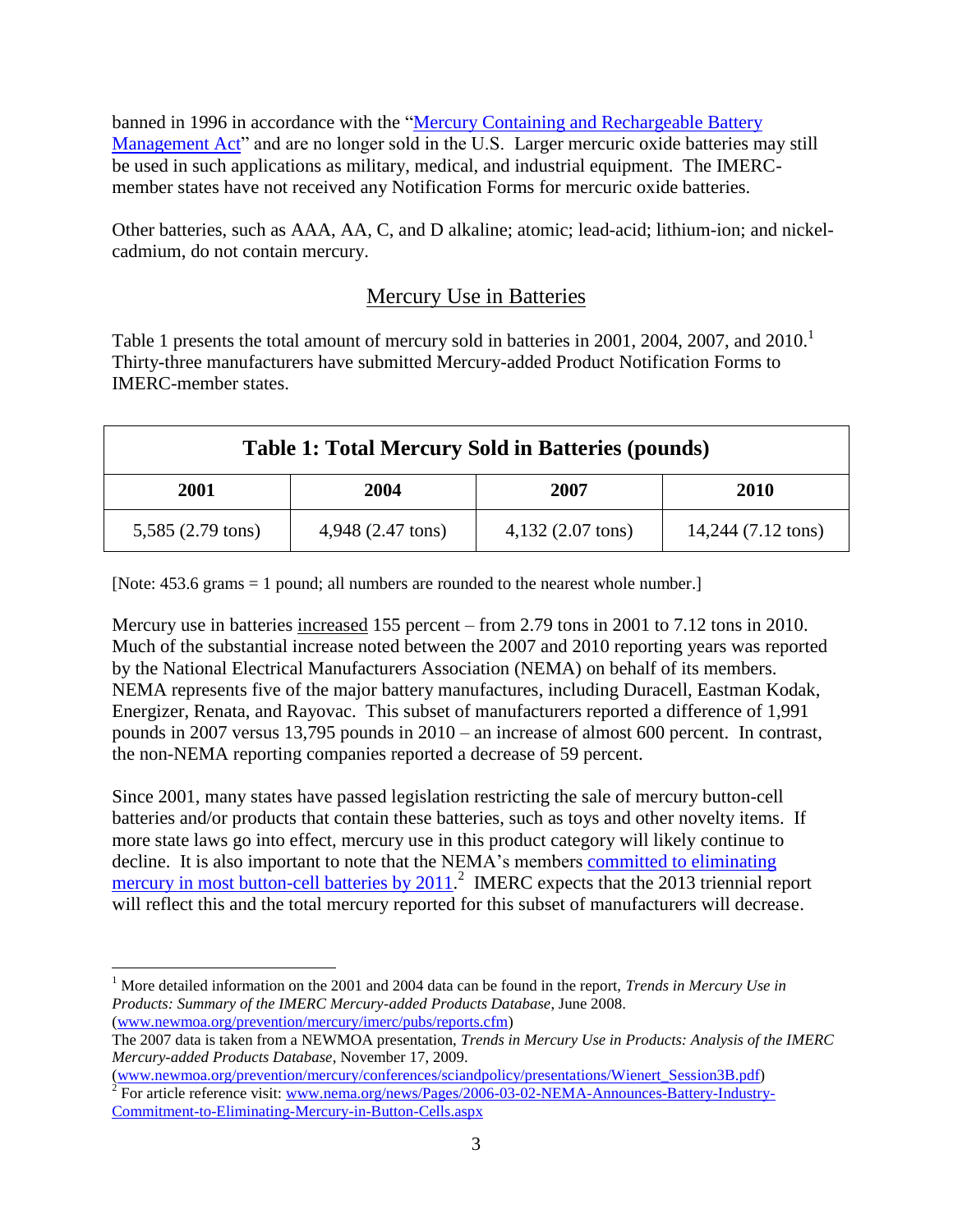banned in 1996 in accordance with the "Mercury Containing and Rechargeable Battery Management Act" and are no longer sold in the U.S. Larger mercuric oxide batteries may still be used in such applications as military, medical, and industrial equipment. The IMERC-member states have not received any Notification Forms for mercuric oxide batteries.

Other batteries, such as AAA, AA, C, and D alkaline; atomic; lead-acid; lithium-ion; and nickel-cadmium, do not contain mercury.

## Mercury Use in Batteries

Table 1 presents the total amount of mercury sold in batteries in 2001, 2004, 2007, and 2010.[1] Thirty-three manufacturers have submitted Mercury-added Product Notification Forms to IMERC-member states.

| Table 1: Total Mercury Sold in Batteries (pounds) | | | |
|---|---|---|---|
| **2001** | **2004** | **2007** | **2010** |
| 5,585 (2.79 tons) | 4,948 (2.47 tons) | 4,132 (2.07 tons) | 14,244 (7.12 tons) |

[Note: 453.6 grams = 1 pound; all numbers are rounded to the nearest whole number.]

Mercury use in batteries increased 155 percent – from 2.79 tons in 2001 to 7.12 tons in 2010. Much of the substantial increase noted between the 2007 and 2010 reporting years was reported by the National Electrical Manufacturers Association (NEMA) on behalf of its members. NEMA represents five of the major battery manufactures, including Duracell, Eastman Kodak, Energizer, Renata, and Rayovac. This subset of manufacturers reported a difference of 1,991 pounds in 2007 versus 13,795 pounds in 2010 – an increase of almost 600 percent. In contrast, the non-NEMA reporting companies reported a decrease of 59 percent.

Since 2001, many states have passed legislation restricting the sale of mercury button-cell batteries and/or products that contain these batteries, such as toys and other novelty items. If more state laws go into effect, mercury use in this product category will likely continue to decline. It is also important to note that the NEMA's members committed to eliminating mercury in most button-cell batteries by 2011.[2] IMERC expects that the 2013 triennial report will reflect this and the total mercury reported for this subset of manufacturers will decrease.

---

[1] More detailed information on the 2001 and 2004 data can be found in the report, *Trends in Mercury Use in Products: Summary of the IMERC Mercury-added Products Database*, June 2008. (www.newmoa.org/prevention/mercury/imerc/pubs/reports.cfm)
The 2007 data is taken from a NEWMOA presentation, *Trends in Mercury Use in Products: Analysis of the IMERC Mercury-added Products Database*, November 17, 2009.
(www.newmoa.org/prevention/mercury/conferences/sciandpolicy/presentations/Wienert_Session3B.pdf)

[2] For article reference visit: www.nema.org/news/Pages/2006-03-02-NEMA-Announces-Battery-Industry-Commitment-to-Eliminating-Mercury-in-Button-Cells.aspx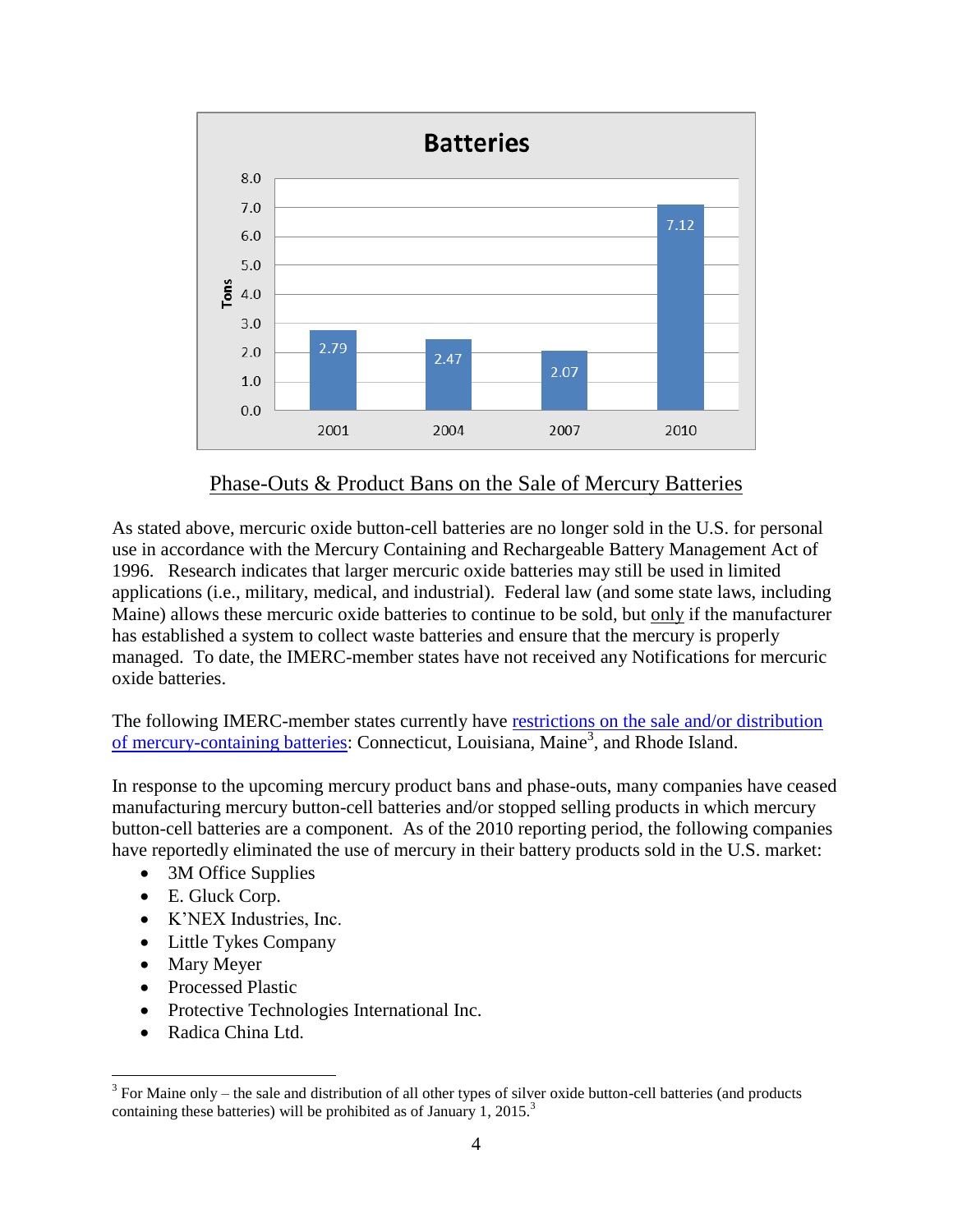**Batteries**

| Year | Tons |
|---|---|
| 2001 | 2.79 |
| 2004 | 2.47 |
| 2007 | 2.07 |
| 2010 | 7.12 |

## Phase-Outs & Product Bans on the Sale of Mercury Batteries

As stated above, mercuric oxide button-cell batteries are no longer sold in the U.S. for personal use in accordance with the Mercury Containing and Rechargeable Battery Management Act of 1996. Research indicates that larger mercuric oxide batteries may still be used in limited applications (i.e., military, medical, and industrial). Federal law (and some state laws, including Maine) allows these mercuric oxide batteries to continue to be sold, but only if the manufacturer has established a system to collect waste batteries and ensure that the mercury is properly managed. To date, the IMERC-member states have not received any Notifications for mercuric oxide batteries.

The following IMERC-member states currently have restrictions on the sale and/or distribution of mercury-containing batteries: Connecticut, Louisiana, Maine[3], and Rhode Island.

In response to the upcoming mercury product bans and phase-outs, many companies have ceased manufacturing mercury button-cell batteries and/or stopped selling products in which mercury button-cell batteries are a component. As of the 2010 reporting period, the following companies have reportedly eliminated the use of mercury in their battery products sold in the U.S. market:

- 3M Office Supplies
- E. Gluck Corp.
- K'NEX Industries, Inc.
- Little Tykes Company
- Mary Meyer
- Processed Plastic
- Protective Technologies International Inc.
- Radica China Ltd.

[3] For Maine only – the sale and distribution of all other types of silver oxide button-cell batteries (and products containing these batteries) will be prohibited as of January 1, 2015.[3]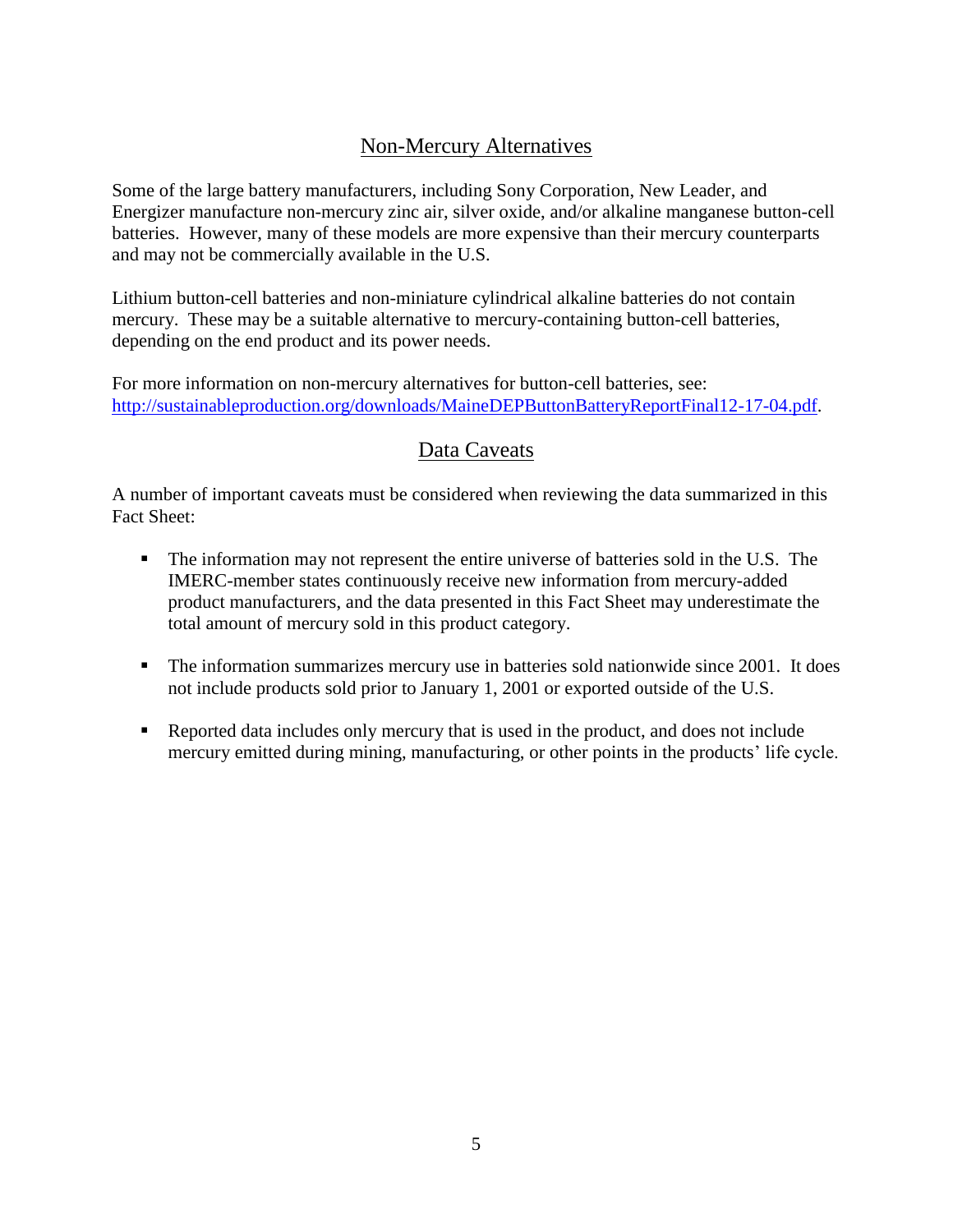## Non-Mercury Alternatives

Some of the large battery manufacturers, including Sony Corporation, New Leader, and Energizer manufacture non-mercury zinc air, silver oxide, and/or alkaline manganese button-cell batteries. However, many of these models are more expensive than their mercury counterparts and may not be commercially available in the U.S.

Lithium button-cell batteries and non-miniature cylindrical alkaline batteries do not contain mercury. These may be a suitable alternative to mercury-containing button-cell batteries, depending on the end product and its power needs.

For more information on non-mercury alternatives for button-cell batteries, see: [http://sustainableproduction.org/downloads/MaineDEPButtonBatteryReportFinal12-17-04.pdf](http://sustainableproduction.org/downloads/MaineDEPButtonBatteryReportFinal12-17-04.pdf).

## Data Caveats

A number of important caveats must be considered when reviewing the data summarized in this Fact Sheet:

- The information may not represent the entire universe of batteries sold in the U.S. The IMERC-member states continuously receive new information from mercury-added product manufacturers, and the data presented in this Fact Sheet may underestimate the total amount of mercury sold in this product category.
- The information summarizes mercury use in batteries sold nationwide since 2001. It does not include products sold prior to January 1, 2001 or exported outside of the U.S.
- Reported data includes only mercury that is used in the product, and does not include mercury emitted during mining, manufacturing, or other points in the products' life cycle.